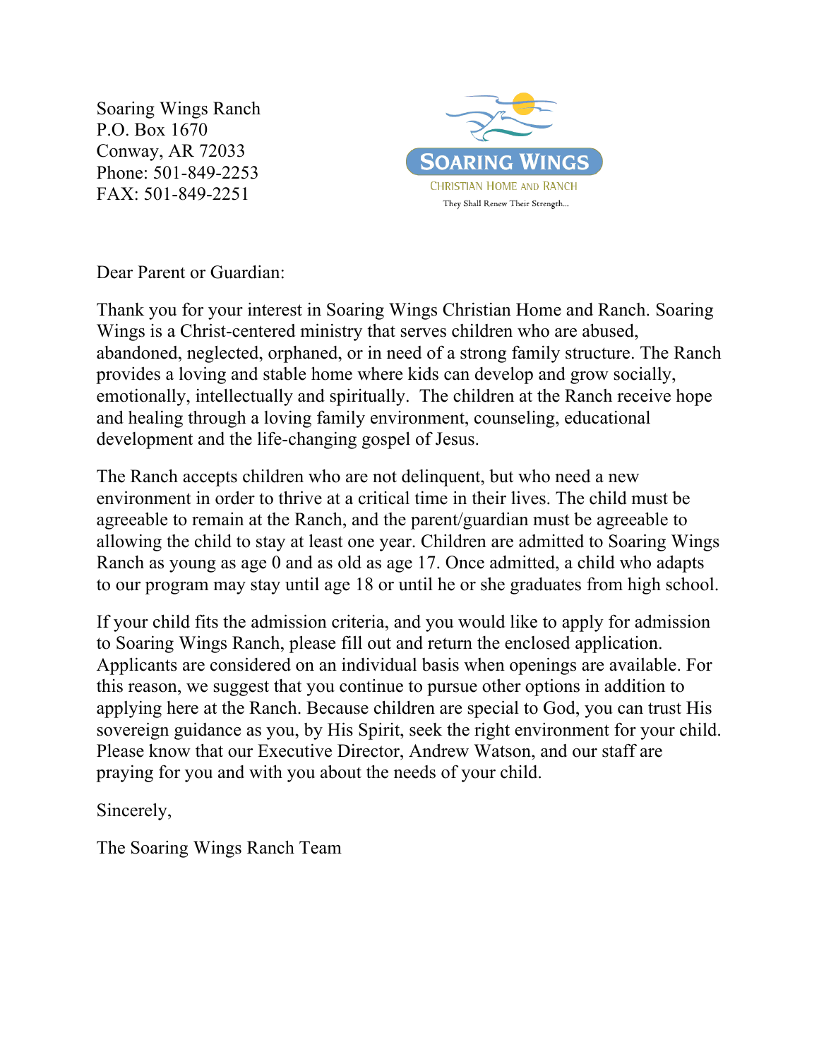Soaring Wings Ranch
P.O. Box 1670
Conway, AR 72033
Phone: 501-849-2253
FAX: 501-849-2251

SOARING WINGS
CHRISTIAN HOME AND RANCH
They Shall Renew Their Strength...

Dear Parent or Guardian:

Thank you for your interest in Soaring Wings Christian Home and Ranch. Soaring Wings is a Christ-centered ministry that serves children who are abused, abandoned, neglected, orphaned, or in need of a strong family structure. The Ranch provides a loving and stable home where kids can develop and grow socially, emotionally, intellectually and spiritually. The children at the Ranch receive hope and healing through a loving family environment, counseling, educational development and the life-changing gospel of Jesus.

The Ranch accepts children who are not delinquent, but who need a new environment in order to thrive at a critical time in their lives. The child must be agreeable to remain at the Ranch, and the parent/guardian must be agreeable to allowing the child to stay at least one year. Children are admitted to Soaring Wings Ranch as young as age 0 and as old as age 17. Once admitted, a child who adapts to our program may stay until age 18 or until he or she graduates from high school.

If your child fits the admission criteria, and you would like to apply for admission to Soaring Wings Ranch, please fill out and return the enclosed application. Applicants are considered on an individual basis when openings are available. For this reason, we suggest that you continue to pursue other options in addition to applying here at the Ranch. Because children are special to God, you can trust His sovereign guidance as you, by His Spirit, seek the right environment for your child. Please know that our Executive Director, Andrew Watson, and our staff are praying for you and with you about the needs of your child.

Sincerely,

The Soaring Wings Ranch Team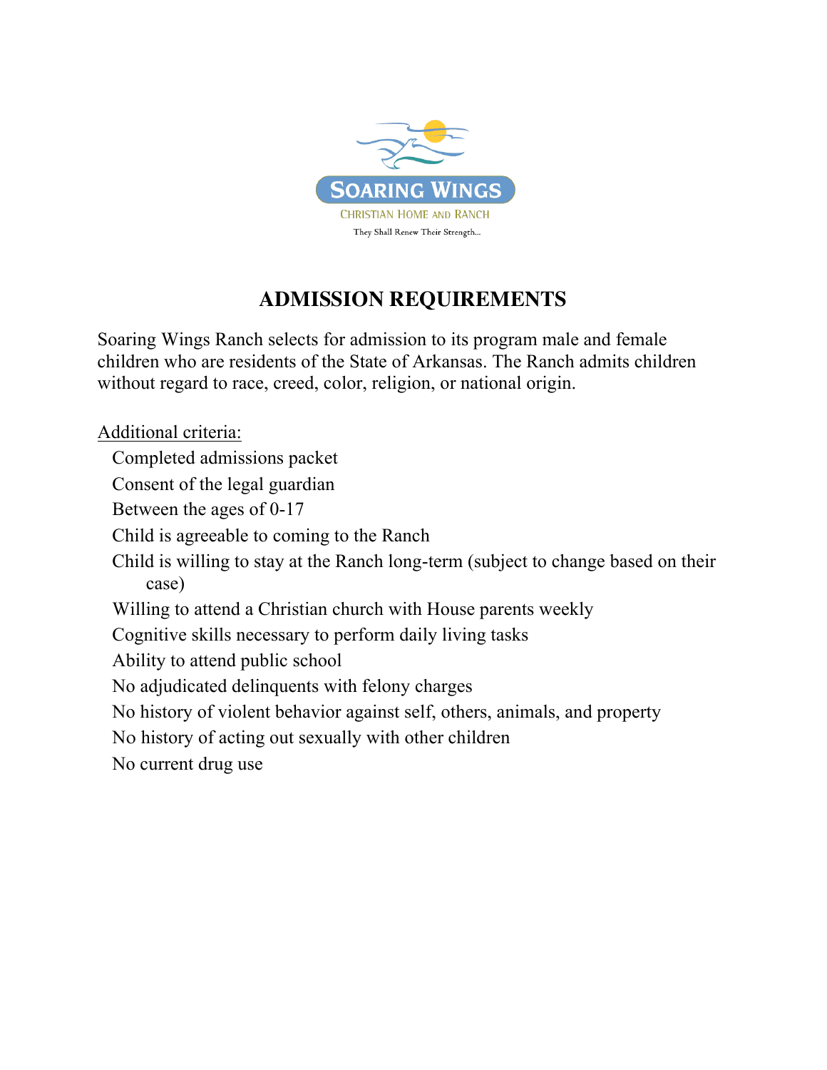SOARING WINGS

CHRISTIAN HOME AND RANCH

They Shall Renew Their Strength...

# ADMISSION REQUIREMENTS

Soaring Wings Ranch selects for admission to its program male and female children who are residents of the State of Arkansas. The Ranch admits children without regard to race, creed, color, religion, or national origin.

Additional criteria:

- Completed admissions packet
- Consent of the legal guardian
- Between the ages of 0-17
- Child is agreeable to coming to the Ranch
- Child is willing to stay at the Ranch long-term (subject to change based on their case)
- Willing to attend a Christian church with House parents weekly
- Cognitive skills necessary to perform daily living tasks
- Ability to attend public school
- No adjudicated delinquents with felony charges
- No history of violent behavior against self, others, animals, and property
- No history of acting out sexually with other children
- No current drug use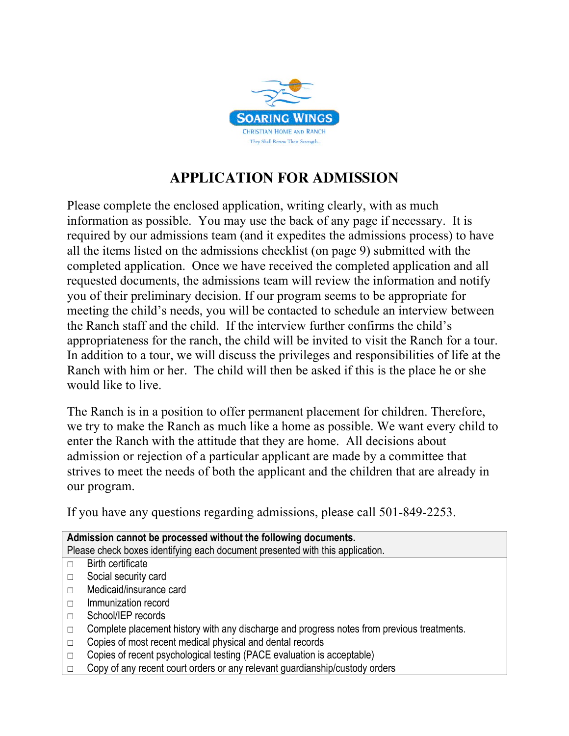SOARING WINGS

CHRISTIAN HOME AND RANCH

They Shall Renew Their Strength...

# APPLICATION FOR ADMISSION

Please complete the enclosed application, writing clearly, with as much information as possible. You may use the back of any page if necessary. It is required by our admissions team (and it expedites the admissions process) to have all the items listed on the admissions checklist (on page 9) submitted with the completed application. Once we have received the completed application and all requested documents, the admissions team will review the information and notify you of their preliminary decision. If our program seems to be appropriate for meeting the child's needs, you will be contacted to schedule an interview between the Ranch staff and the child. If the interview further confirms the child's appropriateness for the ranch, the child will be invited to visit the Ranch for a tour. In addition to a tour, we will discuss the privileges and responsibilities of life at the Ranch with him or her. The child will then be asked if this is the place he or she would like to live.

The Ranch is in a position to offer permanent placement for children. Therefore, we try to make the Ranch as much like a home as possible. We want every child to enter the Ranch with the attitude that they are home. All decisions about admission or rejection of a particular applicant are made by a committee that strives to meet the needs of both the applicant and the children that are already in our program.

If you have any questions regarding admissions, please call 501-849-2253.

| **Admission cannot be processed without the following documents.**<br>Please check boxes identifying each document presented with this application. |
|---|
| □ Birth certificate |
| □ Social security card |
| □ Medicaid/insurance card |
| □ Immunization record |
| □ School/IEP records |
| □ Complete placement history with any discharge and progress notes from previous treatments. |
| □ Copies of most recent medical physical and dental records |
| □ Copies of recent psychological testing (PACE evaluation is acceptable) |
| □ Copy of any recent court orders or any relevant guardianship/custody orders |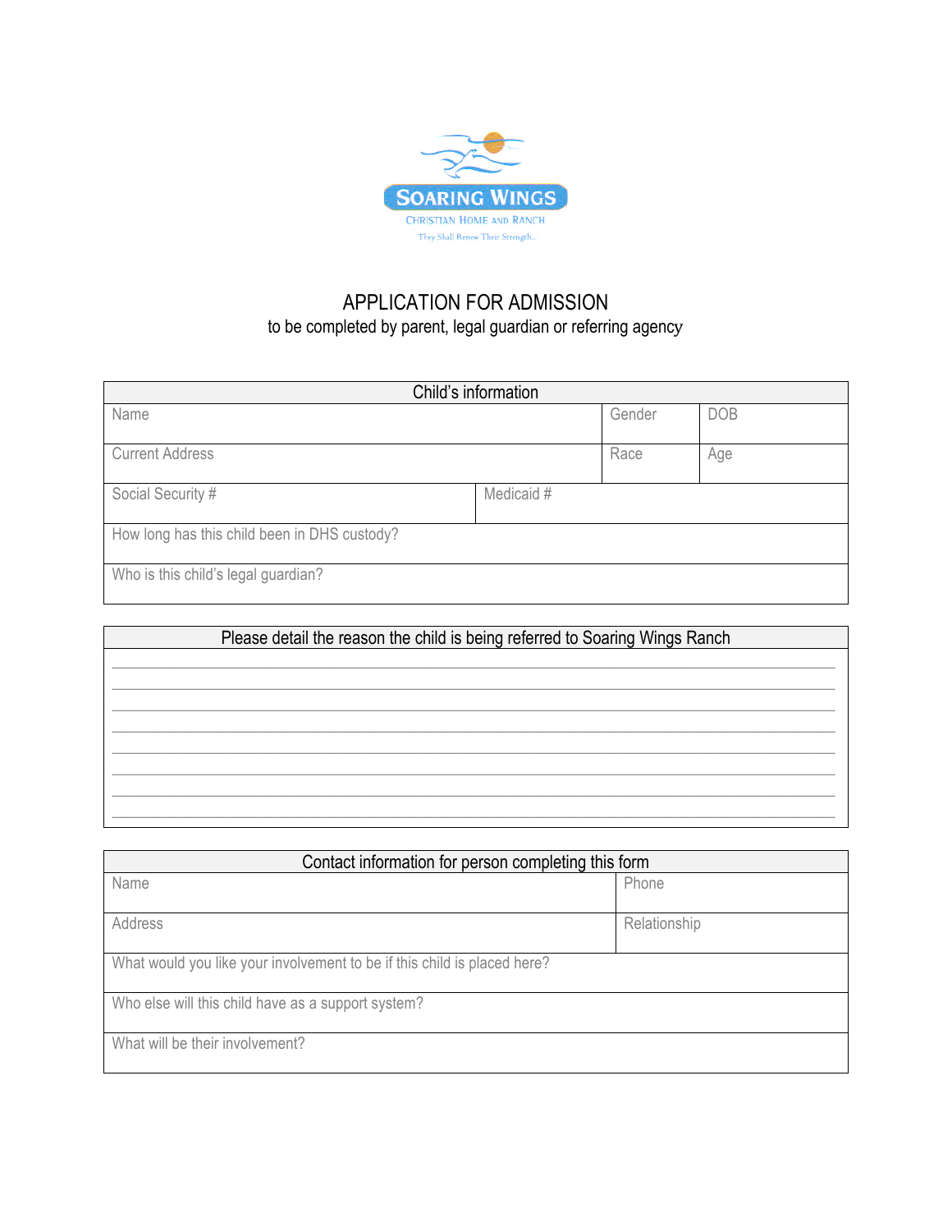SOARING WINGS

CHRISTIAN HOME AND RANCH

They Shall Renew Their Strength...

# APPLICATION FOR ADMISSION

to be completed by parent, legal guardian or referring agency

| Child's information | | | |
|---|---|---|---|
| Name | | Gender | DOB |
| Current Address | | Race | Age |
| Social Security # | Medicaid # | | |
| How long has this child been in DHS custody? | | | |
| Who is this child's legal guardian? | | | |

| Please detail the reason the child is being referred to Soaring Wings Ranch |
|---|
| ___________________________________________________________________________ |
| ___________________________________________________________________________ |
| ___________________________________________________________________________ |
| ___________________________________________________________________________ |
| ___________________________________________________________________________ |
| ___________________________________________________________________________ |
| ___________________________________________________________________________ |
| ___________________________________________________________________________ |

| Contact information for person completing this form | |
|---|---|
| Name | Phone |
| Address | Relationship |
| What would you like your involvement to be if this child is placed here? | |
| Who else will this child have as a support system? | |
| What will be their involvement? | |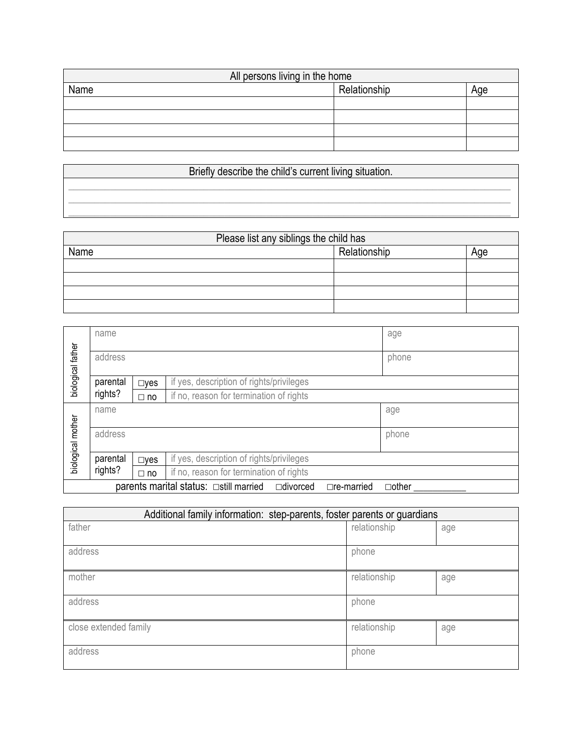| All persons living in the home | | |
|---|---|---|
| Name | Relationship | Age |
| | | |
| | | |
| | | |
| | | |

| Briefly describe the child's current living situation. |
|---|
| |
| |
| |

| Please list any siblings the child has | | |
|---|---|---|
| Name | Relationship | Age |
| | | |
| | | |
| | | |
| | | |

| | | | | |
|---|---|---|---|---|
| biological father | name | | | age |
| | address | | | phone |
| | parental rights? | □yes | if yes, description of rights/privileges | |
| | | □ no | if no, reason for termination of rights | |
| biological mother | name | | | age |
| | address | | | phone |
| | parental rights? | □yes | if yes, description of rights/privileges | |
| | | □ no | if no, reason for termination of rights | |
| parents marital status: □still married □divorced □re-married □other ___________ | | | | |

| Additional family information: step-parents, foster parents or guardians | | |
|---|---|---|
| father | relationship | age |
| address | phone | |
| mother | relationship | age |
| address | phone | |
| close extended family | relationship | age |
| address | phone | |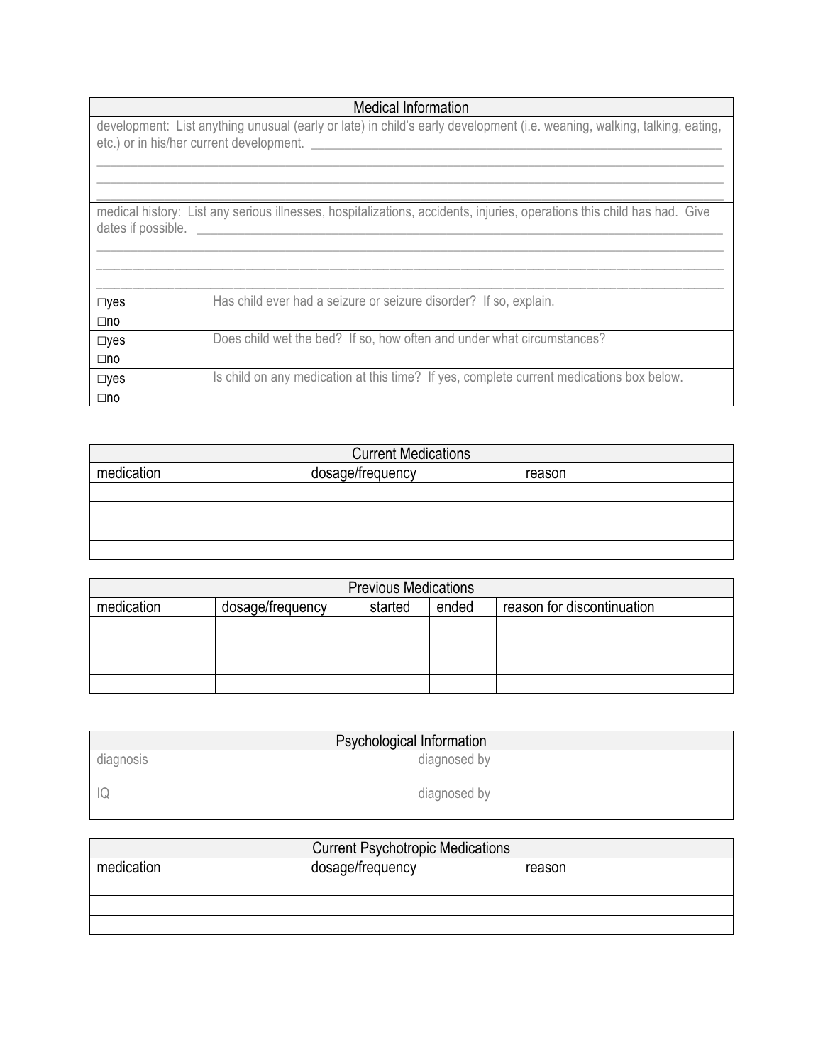| Medical Information | |
|---|---|
| development: List anything unusual (early or late) in child's early development (i.e. weaning, walking, talking, eating, etc.) or in his/her current development. ___ | |
| medical history: List any serious illnesses, hospitalizations, accidents, injuries, operations this child has had. Give dates if possible. ___ | |
| □yes □no | Has child ever had a seizure or seizure disorder? If so, explain. |
| □yes □no | Does child wet the bed? If so, how often and under what circumstances? |
| □yes □no | Is child on any medication at this time? If yes, complete current medications box below. |

| Current Medications | | |
|---|---|---|
| medication | dosage/frequency | reason |
| | | |
| | | |
| | | |
| | | |

| Previous Medications | | | | |
|---|---|---|---|---|
| medication | dosage/frequency | started | ended | reason for discontinuation |
| | | | | |
| | | | | |
| | | | | |
| | | | | |

| Psychological Information | |
|---|---|
| diagnosis | diagnosed by |
| IQ | diagnosed by |

| Current Psychotropic Medications | | |
|---|---|---|
| medication | dosage/frequency | reason |
| | | |
| | | |
| | | |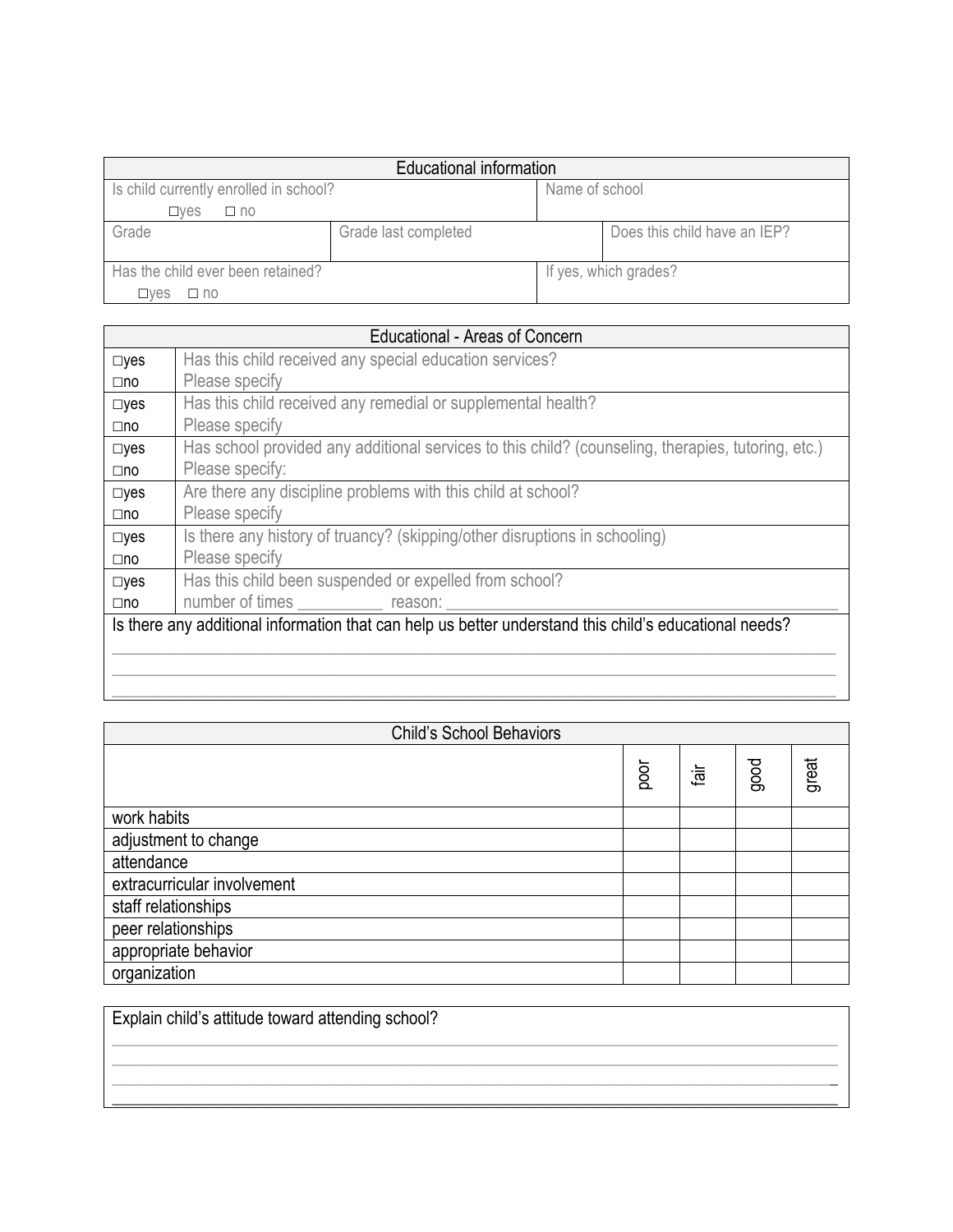| Educational information | | | |
|---|---|---|---|
| Is child currently enrolled in school?<br>☐yes ☐ no | | Name of school | |
| Grade | Grade last completed | | Does this child have an IEP? |
| Has the child ever been retained?<br>☐yes ☐ no | | If yes, which grades? | |

| Educational - Areas of Concern | |
|---|---|
| ☐yes<br>☐no | Has this child received any special education services?<br>Please specify |
| ☐yes<br>☐no | Has this child received any remedial or supplemental health?<br>Please specify |
| ☐yes<br>☐no | Has school provided any additional services to this child? (counseling, therapies, tutoring, etc.)<br>Please specify: |
| ☐yes<br>☐no | Are there any discipline problems with this child at school?<br>Please specify |
| ☐yes<br>☐no | Is there any history of truancy? (skipping/other disruptions in schooling)<br>Please specify |
| ☐yes<br>☐no | Has this child been suspended or expelled from school?<br>number of times __________ reason: ______________________________________________ |
| Is there any additional information that can help us better understand this child's educational needs? | |

______________________________________________________________________________________________

______________________________________________________________________________________________

______________________________________________________________________________________________

| Child's School Behaviors | poor | fair | good | great |
|---|---|---|---|---|
| work habits | | | | |
| adjustment to change | | | | |
| attendance | | | | |
| extracurricular involvement | | | | |
| staff relationships | | | | |
| peer relationships | | | | |
| appropriate behavior | | | | |
| organization | | | | |

Explain child's attitude toward attending school?

______________________________________________________________________________________________

______________________________________________________________________________________________

______________________________________________________________________________________________

______________________________________________________________________________________________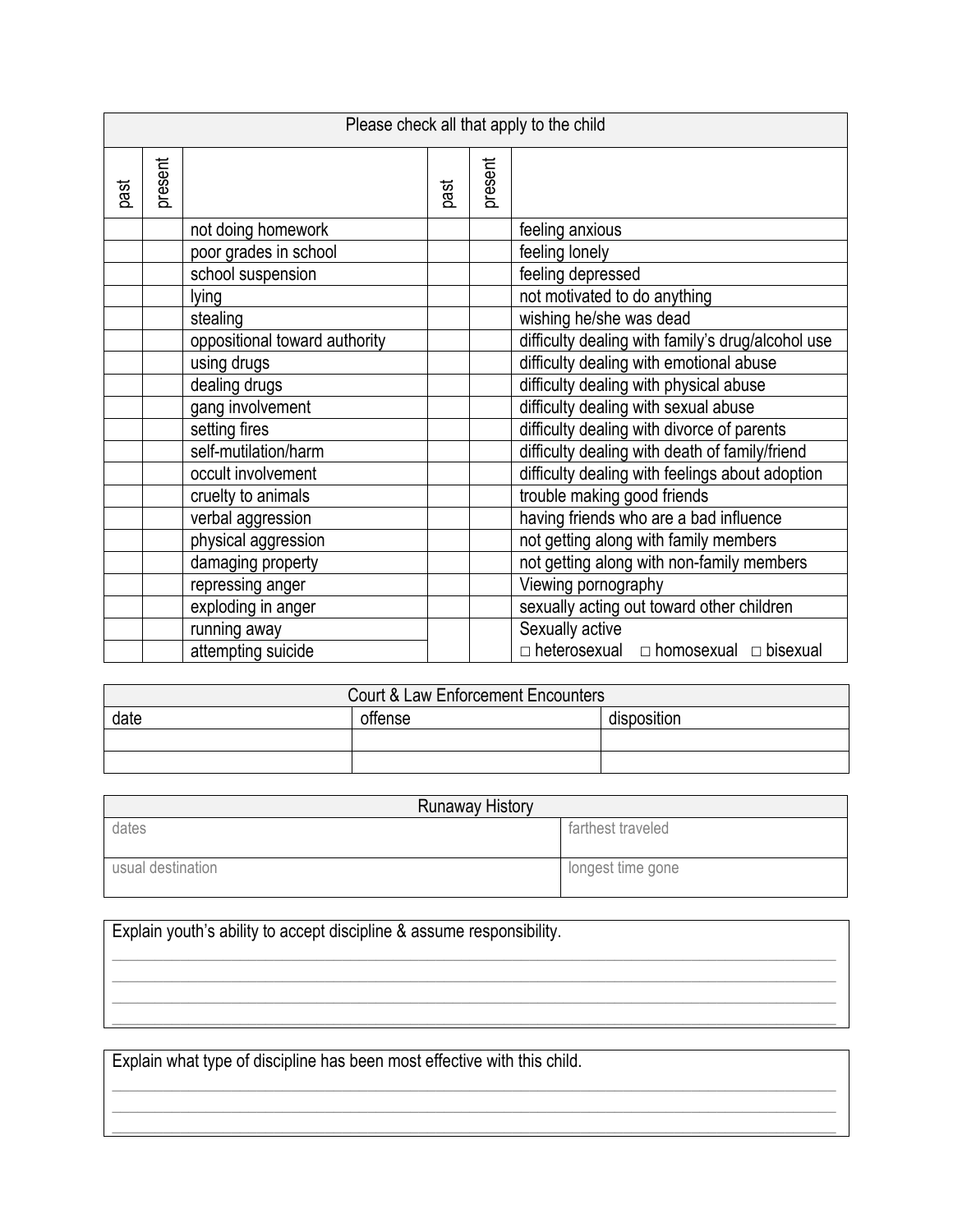| Please check all that apply to the child | | | | | |
|---|---|---|---|---|---|
| past | present | | past | present | |
| | | not doing homework | | | feeling anxious |
| | | poor grades in school | | | feeling lonely |
| | | school suspension | | | feeling depressed |
| | | lying | | | not motivated to do anything |
| | | stealing | | | wishing he/she was dead |
| | | oppositional toward authority | | | difficulty dealing with family's drug/alcohol use |
| | | using drugs | | | difficulty dealing with emotional abuse |
| | | dealing drugs | | | difficulty dealing with physical abuse |
| | | gang involvement | | | difficulty dealing with sexual abuse |
| | | setting fires | | | difficulty dealing with divorce of parents |
| | | self-mutilation/harm | | | difficulty dealing with death of family/friend |
| | | occult involvement | | | difficulty dealing with feelings about adoption |
| | | cruelty to animals | | | trouble making good friends |
| | | verbal aggression | | | having friends who are a bad influence |
| | | physical aggression | | | not getting along with family members |
| | | damaging property | | | not getting along with non-family members |
| | | repressing anger | | | Viewing pornography |
| | | exploding in anger | | | sexually acting out toward other children |
| | | running away | | | Sexually active |
| | | attempting suicide | | | □ heterosexual □ homosexual □ bisexual |

| Court & Law Enforcement Encounters | | |
|---|---|---|
| date | offense | disposition |
| | | |
| | | |

| Runaway History | |
|---|---|
| dates | farthest traveled |
| usual destination | longest time gone |

Explain youth's ability to accept discipline & assume responsibility.

_______________________________________________________________________________

_______________________________________________________________________________

_______________________________________________________________________________

_______________________________________________________________________________

Explain what type of discipline has been most effective with this child.

_______________________________________________________________________________

_______________________________________________________________________________

_______________________________________________________________________________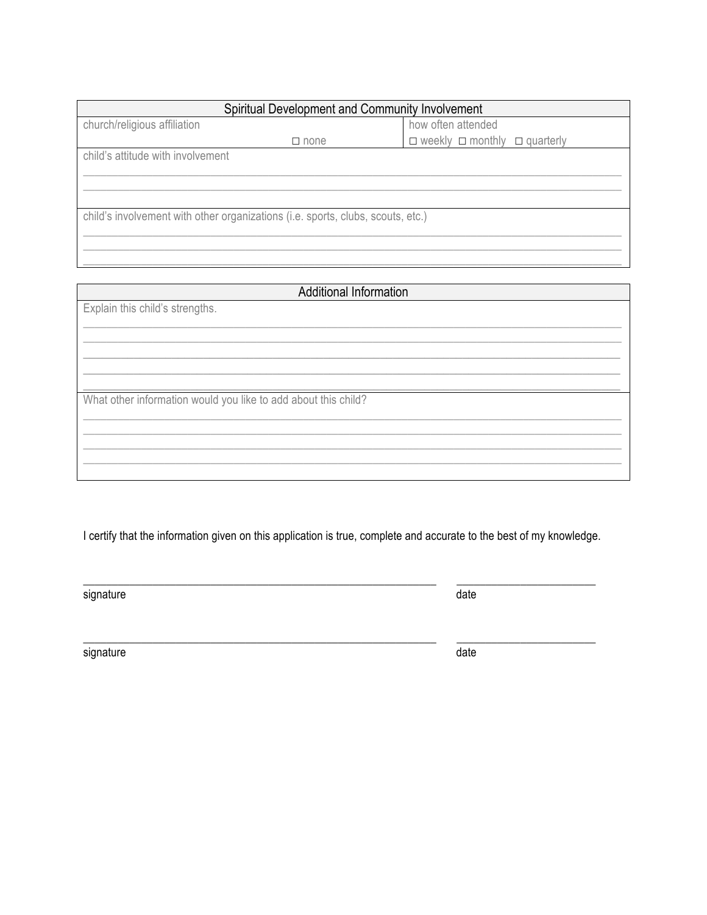## Spiritual Development and Community Involvement

| church/religious affiliation ☐ none | how often attended ☐ weekly ☐ monthly ☐ quarterly |
| --- | --- |
| child's attitude with involvement | |
| child's involvement with other organizations (i.e. sports, clubs, scouts, etc.) | |

## Additional Information

Explain this child's strengths.

_______________________________________________

_______________________________________________

_______________________________________________

_______________________________________________

_______________________________________________

What other information would you like to add about this child?

_______________________________________________

_______________________________________________

_______________________________________________

_______________________________________________

I certify that the information given on this application is true, complete and accurate to the best of my knowledge.

_______________________________________________ _________________________

signature date

_______________________________________________ _________________________

signature date